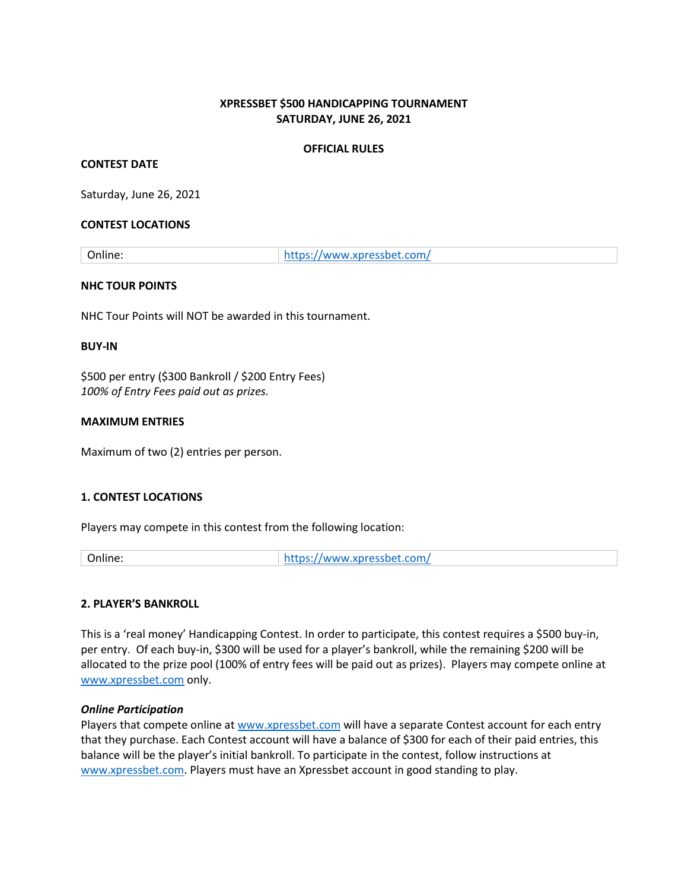# XPRESSBET $500 HANDICAPPING TOURNAMENT
# SATURDAY, JUNE 26, 2021

## OFFICIAL RULES

**CONTEST DATE**

Saturday, June 26, 2021

**CONTEST LOCATIONS**

| Online: | https://www.xpressbet.com/ |
|---|---|

**NHC TOUR POINTS**

NHC Tour Points will NOT be awarded in this tournament.

**BUY-IN**

$500 per entry ($300 Bankroll / $200 Entry Fees)
*100% of Entry Fees paid out as prizes.*

**MAXIMUM ENTRIES**

Maximum of two (2) entries per person.

### 1. CONTEST LOCATIONS

Players may compete in this contest from the following location:

| Online: | https://www.xpressbet.com/ |
|---|---|

### 2. PLAYER'S BANKROLL

This is a 'real money' Handicapping Contest. In order to participate, this contest requires a $500 buy-in, per entry. Of each buy-in, $300 will be used for a player's bankroll, while the remaining $200 will be allocated to the prize pool (100% of entry fees will be paid out as prizes). Players may compete online at www.xpressbet.com only.

***Online Participation***
Players that compete online at www.xpressbet.com will have a separate Contest account for each entry that they purchase. Each Contest account will have a balance of $300 for each of their paid entries, this balance will be the player's initial bankroll. To participate in the contest, follow instructions at www.xpressbet.com. Players must have an Xpressbet account in good standing to play.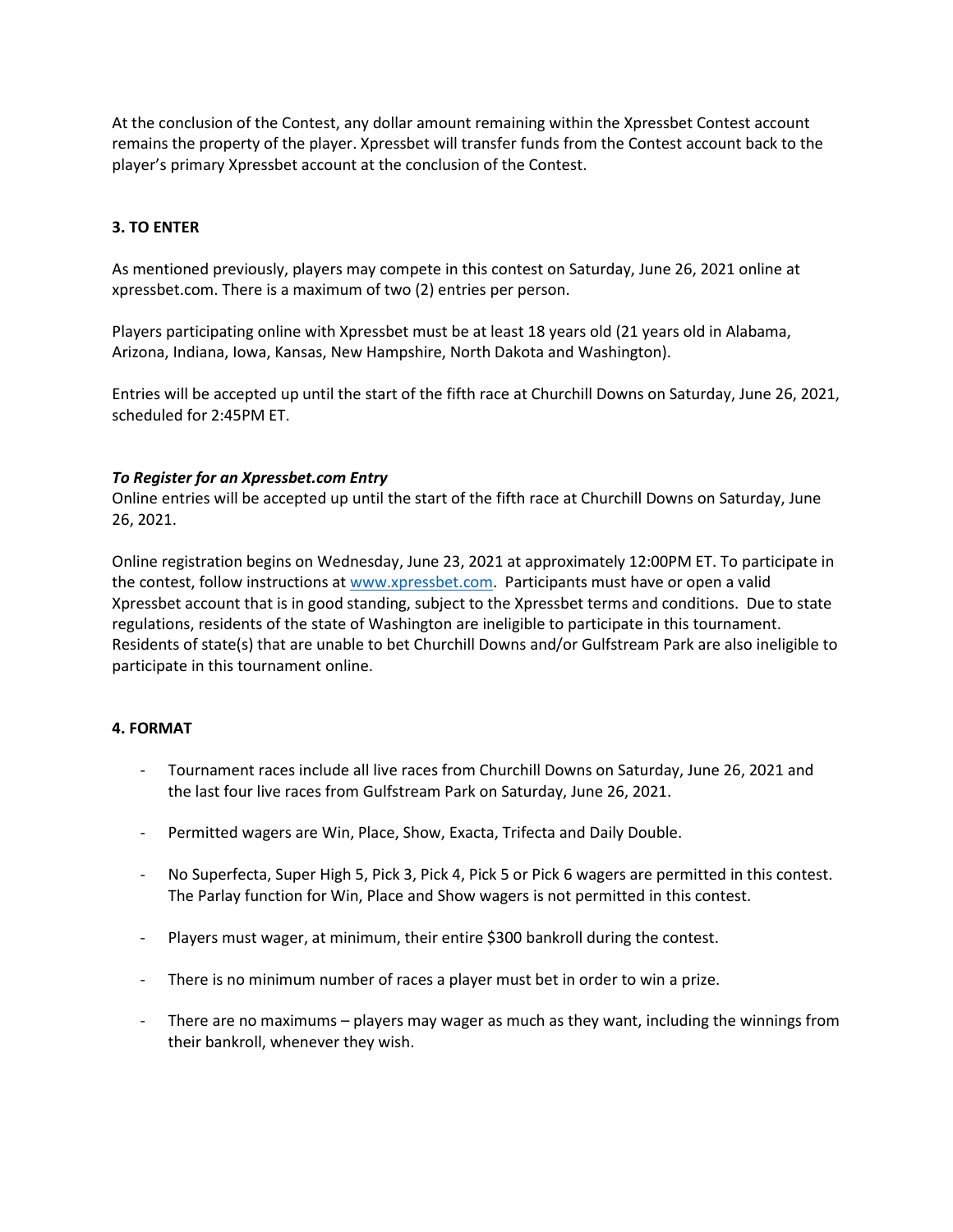At the conclusion of the Contest, any dollar amount remaining within the Xpressbet Contest account remains the property of the player. Xpressbet will transfer funds from the Contest account back to the player's primary Xpressbet account at the conclusion of the Contest.

**3. TO ENTER**

As mentioned previously, players may compete in this contest on Saturday, June 26, 2021 online at xpressbet.com. There is a maximum of two (2) entries per person.

Players participating online with Xpressbet must be at least 18 years old (21 years old in Alabama, Arizona, Indiana, Iowa, Kansas, New Hampshire, North Dakota and Washington).

Entries will be accepted up until the start of the fifth race at Churchill Downs on Saturday, June 26, 2021, scheduled for 2:45PM ET.

***To Register for an Xpressbet.com Entry***

Online entries will be accepted up until the start of the fifth race at Churchill Downs on Saturday, June 26, 2021.

Online registration begins on Wednesday, June 23, 2021 at approximately 12:00PM ET. To participate in the contest, follow instructions at [www.xpressbet.com](www.xpressbet.com). Participants must have or open a valid Xpressbet account that is in good standing, subject to the Xpressbet terms and conditions. Due to state regulations, residents of the state of Washington are ineligible to participate in this tournament. Residents of state(s) that are unable to bet Churchill Downs and/or Gulfstream Park are also ineligible to participate in this tournament online.

**4. FORMAT**

- Tournament races include all live races from Churchill Downs on Saturday, June 26, 2021 and the last four live races from Gulfstream Park on Saturday, June 26, 2021.
- Permitted wagers are Win, Place, Show, Exacta, Trifecta and Daily Double.
- No Superfecta, Super High 5, Pick 3, Pick 4, Pick 5 or Pick 6 wagers are permitted in this contest. The Parlay function for Win, Place and Show wagers is not permitted in this contest.
- Players must wager, at minimum, their entire $300 bankroll during the contest.
- There is no minimum number of races a player must bet in order to win a prize.
- There are no maximums – players may wager as much as they want, including the winnings from their bankroll, whenever they wish.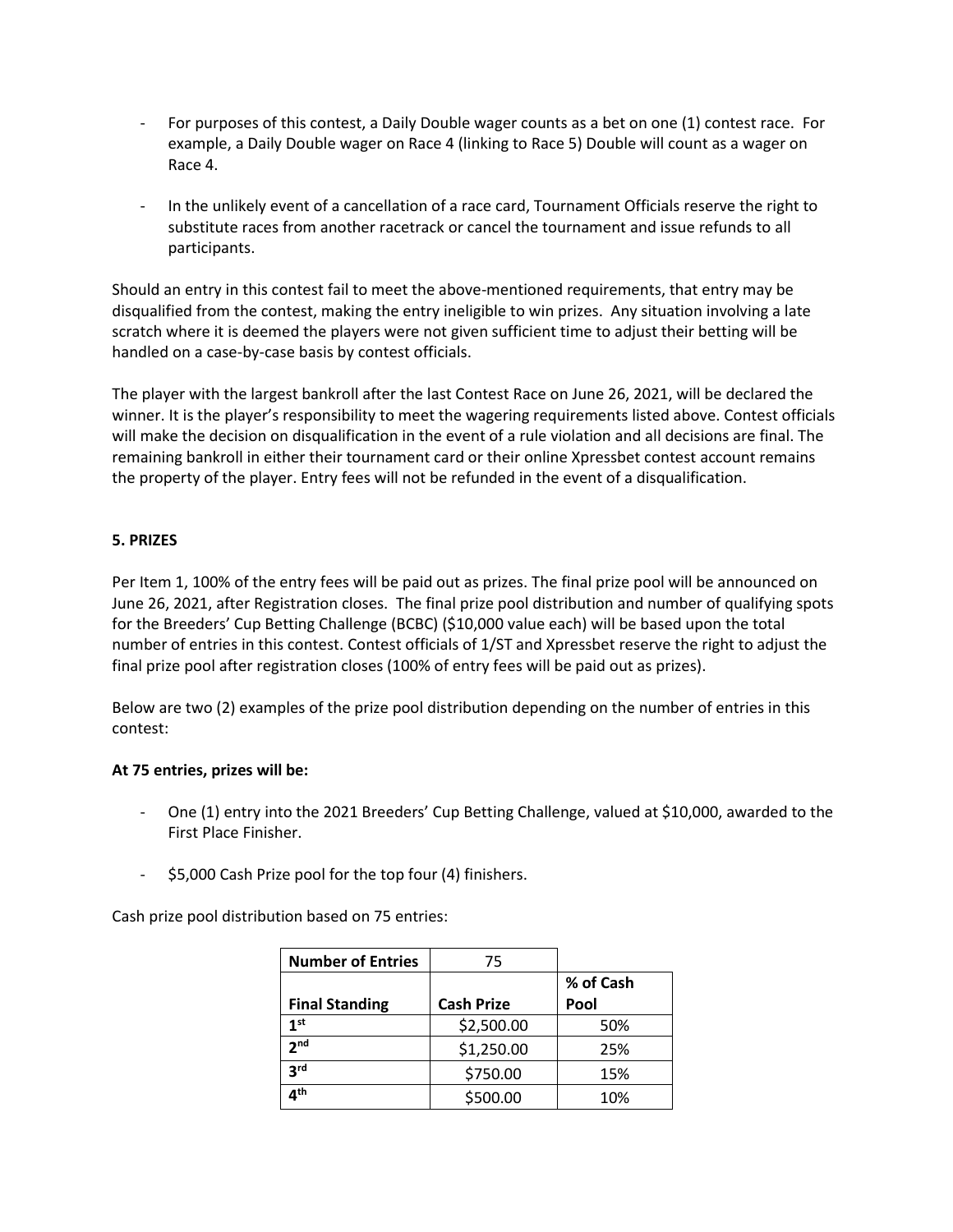- For purposes of this contest, a Daily Double wager counts as a bet on one (1) contest race. For example, a Daily Double wager on Race 4 (linking to Race 5) Double will count as a wager on Race 4.
- In the unlikely event of a cancellation of a race card, Tournament Officials reserve the right to substitute races from another racetrack or cancel the tournament and issue refunds to all participants.

Should an entry in this contest fail to meet the above-mentioned requirements, that entry may be disqualified from the contest, making the entry ineligible to win prizes. Any situation involving a late scratch where it is deemed the players were not given sufficient time to adjust their betting will be handled on a case-by-case basis by contest officials.

The player with the largest bankroll after the last Contest Race on June 26, 2021, will be declared the winner. It is the player's responsibility to meet the wagering requirements listed above. Contest officials will make the decision on disqualification in the event of a rule violation and all decisions are final. The remaining bankroll in either their tournament card or their online Xpressbet contest account remains the property of the player. Entry fees will not be refunded in the event of a disqualification.

**5. PRIZES**

Per Item 1, 100% of the entry fees will be paid out as prizes. The final prize pool will be announced on June 26, 2021, after Registration closes. The final prize pool distribution and number of qualifying spots for the Breeders' Cup Betting Challenge (BCBC) ($10,000 value each) will be based upon the total number of entries in this contest. Contest officials of 1/ST and Xpressbet reserve the right to adjust the final prize pool after registration closes (100% of entry fees will be paid out as prizes).

Below are two (2) examples of the prize pool distribution depending on the number of entries in this contest:

**At 75 entries, prizes will be:**

- One (1) entry into the 2021 Breeders' Cup Betting Challenge, valued at $10,000, awarded to the First Place Finisher.
- $5,000 Cash Prize pool for the top four (4) finishers.

Cash prize pool distribution based on 75 entries:

| Number of Entries | 75 | |
|---|---|---|
| Final Standing | Cash Prize | % of Cash Pool |
| 1st | $2,500.00 | 50% |
| 2nd | $1,250.00 | 25% |
| 3rd | $750.00 | 15% |
| 4th | $500.00 | 10% |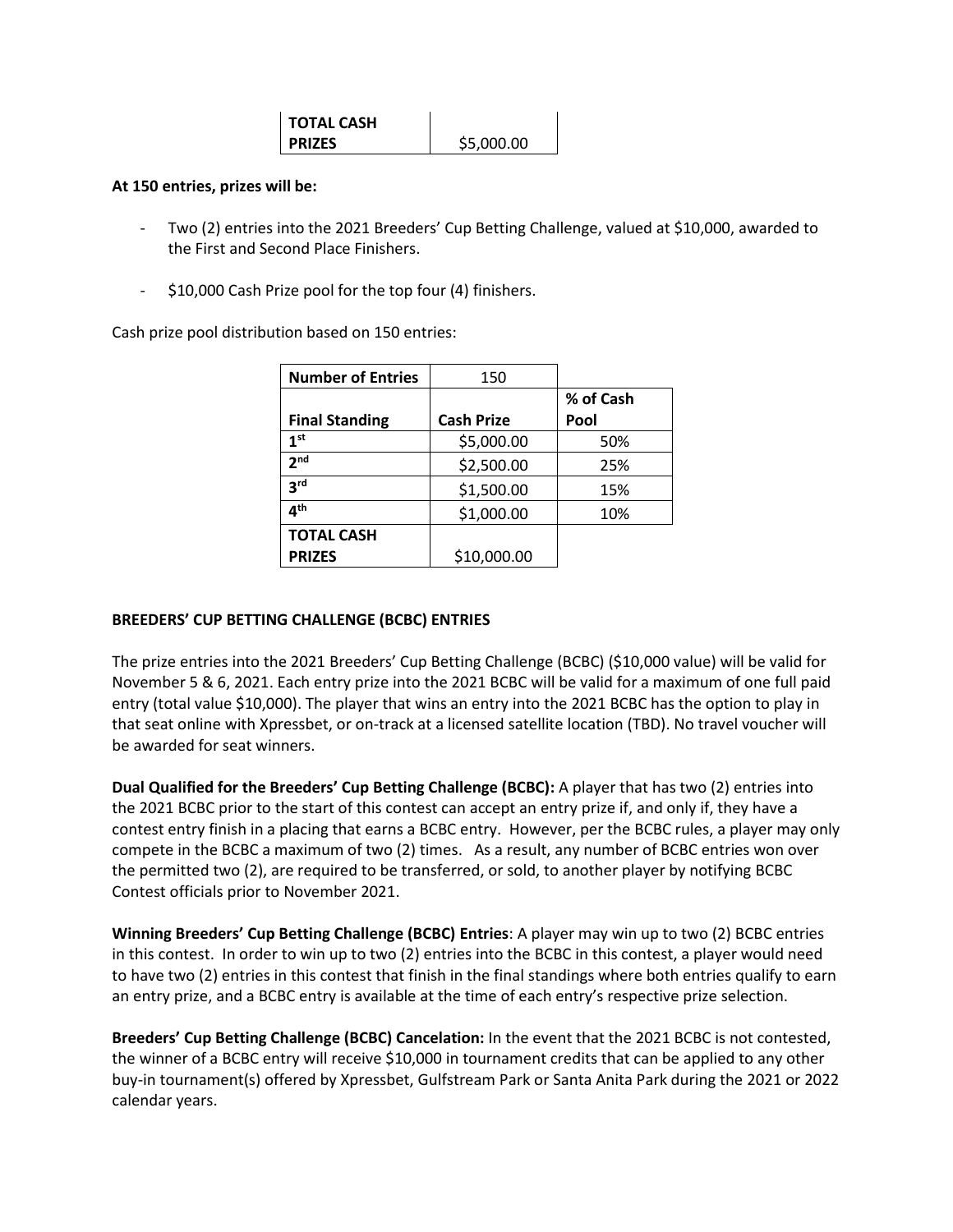| TOTAL CASH PRIZES | $5,000.00 |
| --- | --- |

**At 150 entries, prizes will be:**

- Two (2) entries into the 2021 Breeders' Cup Betting Challenge, valued at $10,000, awarded to the First and Second Place Finishers.
- $10,000 Cash Prize pool for the top four (4) finishers.

Cash prize pool distribution based on 150 entries:

| Number of Entries | 150 | |
| --- | --- | --- |
| **Final Standing** | **Cash Prize** | **% of Cash Pool** |
| 1st | $5,000.00 | 50% |
| 2nd | $2,500.00 | 25% |
| 3rd | $1,500.00 | 15% |
| 4th | $1,000.00 | 10% |
| **TOTAL CASH PRIZES** | $10,000.00 | |

**BREEDERS' CUP BETTING CHALLENGE (BCBC) ENTRIES**

The prize entries into the 2021 Breeders' Cup Betting Challenge (BCBC) ($10,000 value) will be valid for November 5 & 6, 2021. Each entry prize into the 2021 BCBC will be valid for a maximum of one full paid entry (total value $10,000). The player that wins an entry into the 2021 BCBC has the option to play in that seat online with Xpressbet, or on-track at a licensed satellite location (TBD). No travel voucher will be awarded for seat winners.

**Dual Qualified for the Breeders' Cup Betting Challenge (BCBC):** A player that has two (2) entries into the 2021 BCBC prior to the start of this contest can accept an entry prize if, and only if, they have a contest entry finish in a placing that earns a BCBC entry. However, per the BCBC rules, a player may only compete in the BCBC a maximum of two (2) times. As a result, any number of BCBC entries won over the permitted two (2), are required to be transferred, or sold, to another player by notifying BCBC Contest officials prior to November 2021.

**Winning Breeders' Cup Betting Challenge (BCBC) Entries**: A player may win up to two (2) BCBC entries in this contest. In order to win up to two (2) entries into the BCBC in this contest, a player would need to have two (2) entries in this contest that finish in the final standings where both entries qualify to earn an entry prize, and a BCBC entry is available at the time of each entry's respective prize selection.

**Breeders' Cup Betting Challenge (BCBC) Cancelation:** In the event that the 2021 BCBC is not contested, the winner of a BCBC entry will receive $10,000 in tournament credits that can be applied to any other buy-in tournament(s) offered by Xpressbet, Gulfstream Park or Santa Anita Park during the 2021 or 2022 calendar years.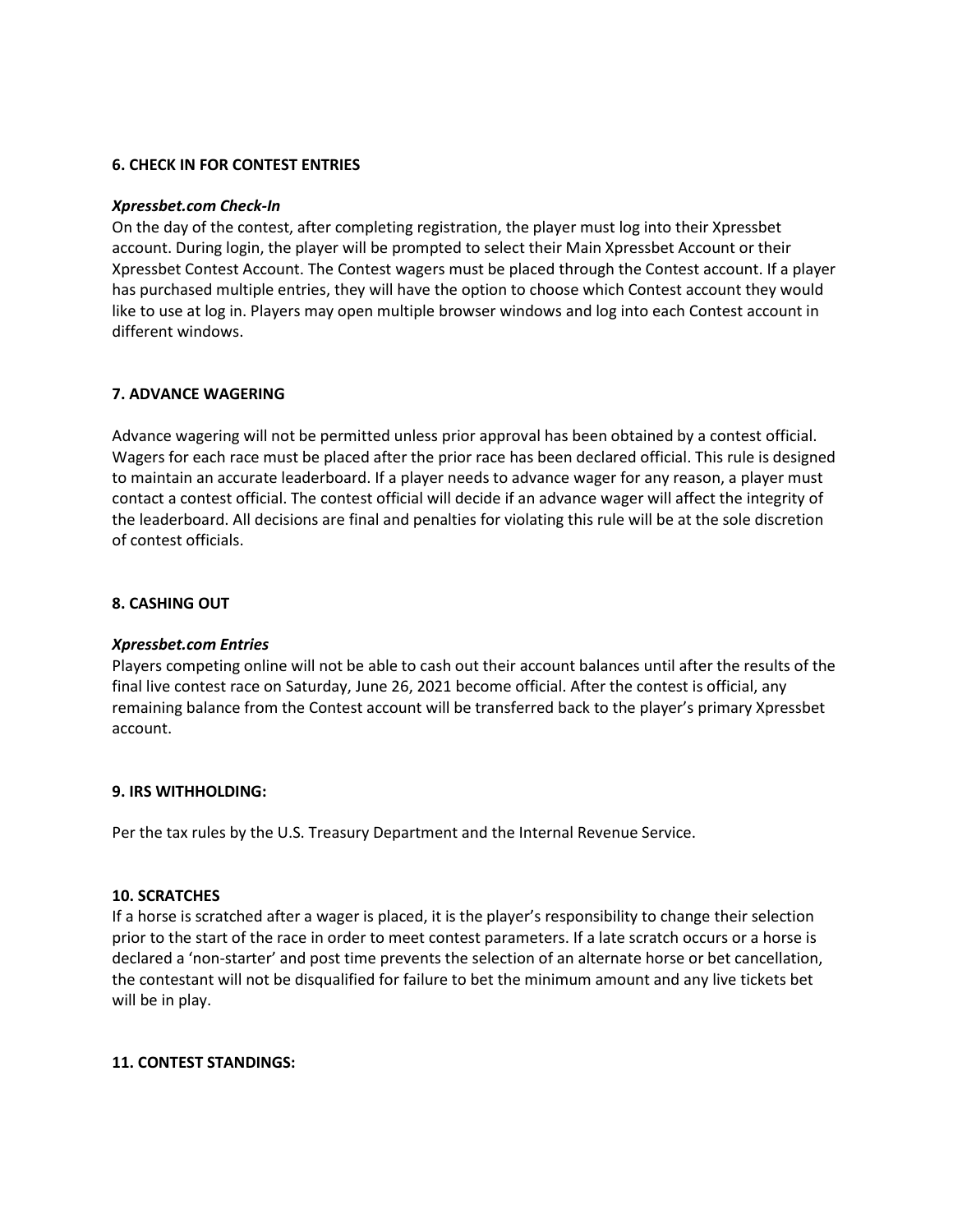**6. CHECK IN FOR CONTEST ENTRIES**

***Xpressbet.com Check-In***

On the day of the contest, after completing registration, the player must log into their Xpressbet account. During login, the player will be prompted to select their Main Xpressbet Account or their Xpressbet Contest Account. The Contest wagers must be placed through the Contest account. If a player has purchased multiple entries, they will have the option to choose which Contest account they would like to use at log in. Players may open multiple browser windows and log into each Contest account in different windows.

**7. ADVANCE WAGERING**

Advance wagering will not be permitted unless prior approval has been obtained by a contest official. Wagers for each race must be placed after the prior race has been declared official. This rule is designed to maintain an accurate leaderboard. If a player needs to advance wager for any reason, a player must contact a contest official. The contest official will decide if an advance wager will affect the integrity of the leaderboard. All decisions are final and penalties for violating this rule will be at the sole discretion of contest officials.

**8. CASHING OUT**

***Xpressbet.com Entries***

Players competing online will not be able to cash out their account balances until after the results of the final live contest race on Saturday, June 26, 2021 become official. After the contest is official, any remaining balance from the Contest account will be transferred back to the player's primary Xpressbet account.

**9. IRS WITHHOLDING:**

Per the tax rules by the U.S. Treasury Department and the Internal Revenue Service.

**10. SCRATCHES**

If a horse is scratched after a wager is placed, it is the player's responsibility to change their selection prior to the start of the race in order to meet contest parameters. If a late scratch occurs or a horse is declared a 'non-starter' and post time prevents the selection of an alternate horse or bet cancellation, the contestant will not be disqualified for failure to bet the minimum amount and any live tickets bet will be in play.

**11. CONTEST STANDINGS:**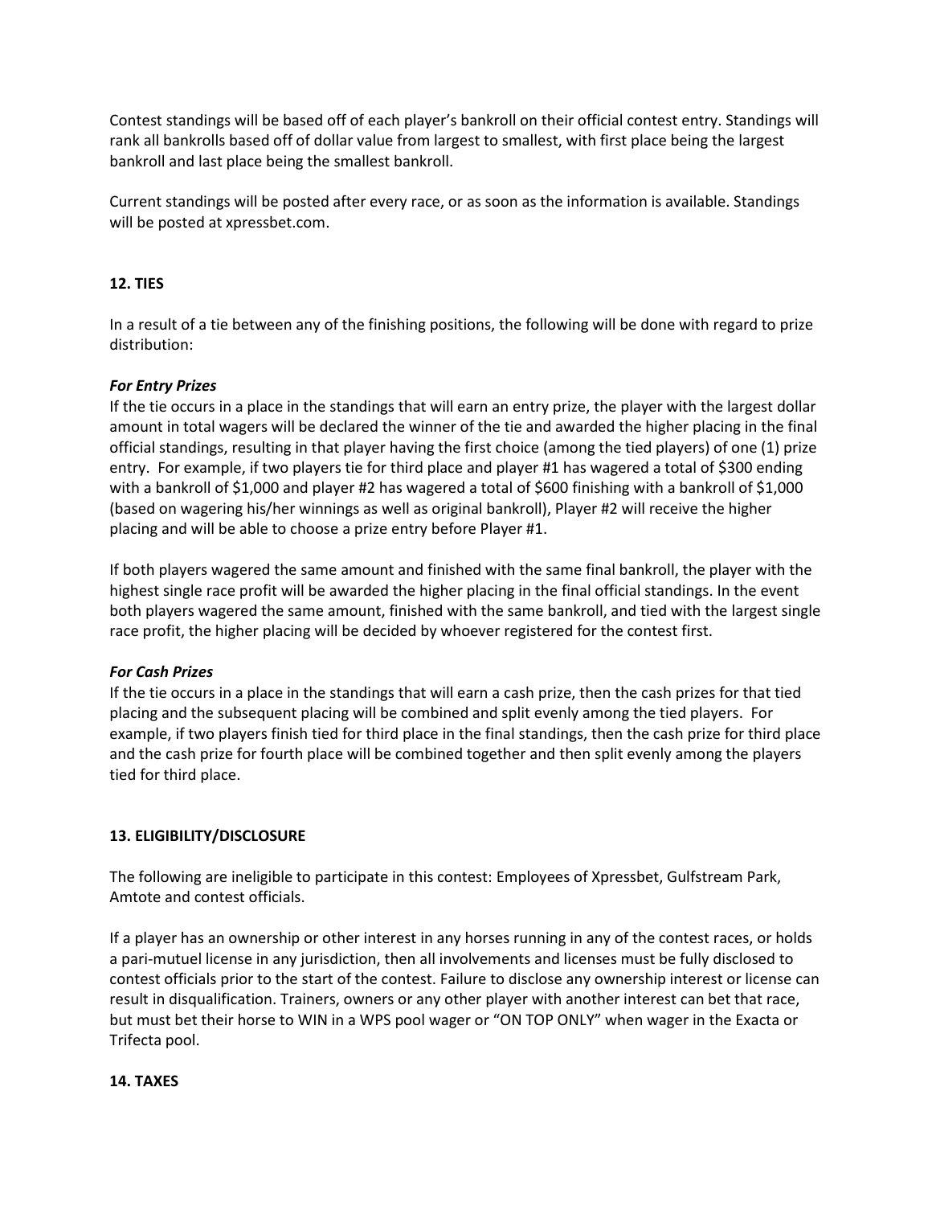Contest standings will be based off of each player's bankroll on their official contest entry. Standings will rank all bankrolls based off of dollar value from largest to smallest, with first place being the largest bankroll and last place being the smallest bankroll.

Current standings will be posted after every race, or as soon as the information is available. Standings will be posted at xpressbet.com.

**12. TIES**

In a result of a tie between any of the finishing positions, the following will be done with regard to prize distribution:

***For Entry Prizes***

If the tie occurs in a place in the standings that will earn an entry prize, the player with the largest dollar amount in total wagers will be declared the winner of the tie and awarded the higher placing in the final official standings, resulting in that player having the first choice (among the tied players) of one (1) prize entry. For example, if two players tie for third place and player #1 has wagered a total of $300 ending with a bankroll of $1,000 and player #2 has wagered a total of $600 finishing with a bankroll of $1,000 (based on wagering his/her winnings as well as original bankroll), Player #2 will receive the higher placing and will be able to choose a prize entry before Player #1.

If both players wagered the same amount and finished with the same final bankroll, the player with the highest single race profit will be awarded the higher placing in the final official standings. In the event both players wagered the same amount, finished with the same bankroll, and tied with the largest single race profit, the higher placing will be decided by whoever registered for the contest first.

***For Cash Prizes***

If the tie occurs in a place in the standings that will earn a cash prize, then the cash prizes for that tied placing and the subsequent placing will be combined and split evenly among the tied players. For example, if two players finish tied for third place in the final standings, then the cash prize for third place and the cash prize for fourth place will be combined together and then split evenly among the players tied for third place.

**13. ELIGIBILITY/DISCLOSURE**

The following are ineligible to participate in this contest: Employees of Xpressbet, Gulfstream Park, Amtote and contest officials.

If a player has an ownership or other interest in any horses running in any of the contest races, or holds a pari-mutuel license in any jurisdiction, then all involvements and licenses must be fully disclosed to contest officials prior to the start of the contest. Failure to disclose any ownership interest or license can result in disqualification. Trainers, owners or any other player with another interest can bet that race, but must bet their horse to WIN in a WPS pool wager or "ON TOP ONLY" when wager in the Exacta or Trifecta pool.

**14. TAXES**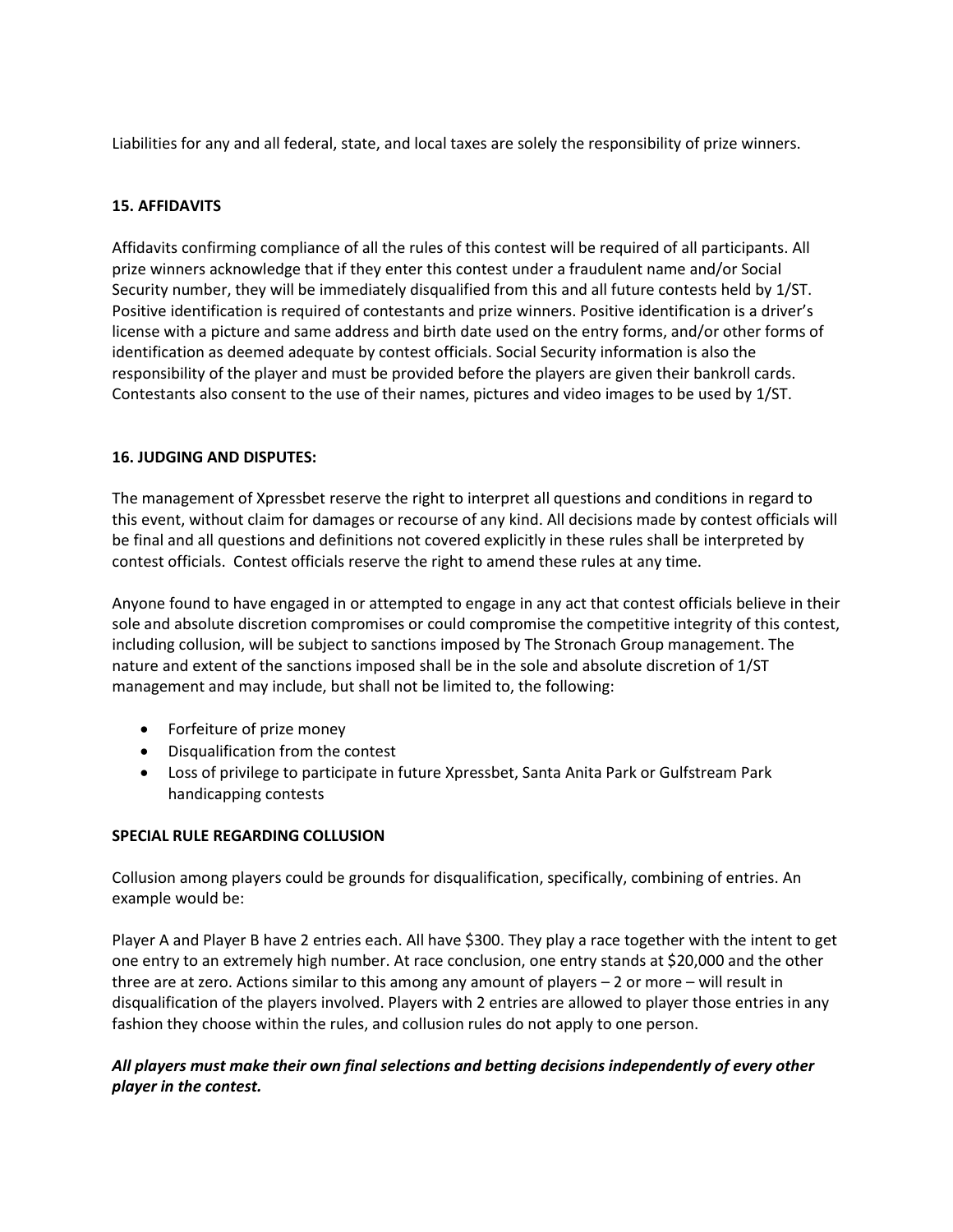Liabilities for any and all federal, state, and local taxes are solely the responsibility of prize winners.

**15. AFFIDAVITS**

Affidavits confirming compliance of all the rules of this contest will be required of all participants. All prize winners acknowledge that if they enter this contest under a fraudulent name and/or Social Security number, they will be immediately disqualified from this and all future contests held by 1/ST. Positive identification is required of contestants and prize winners. Positive identification is a driver's license with a picture and same address and birth date used on the entry forms, and/or other forms of identification as deemed adequate by contest officials. Social Security information is also the responsibility of the player and must be provided before the players are given their bankroll cards. Contestants also consent to the use of their names, pictures and video images to be used by 1/ST.

**16. JUDGING AND DISPUTES:**

The management of Xpressbet reserve the right to interpret all questions and conditions in regard to this event, without claim for damages or recourse of any kind. All decisions made by contest officials will be final and all questions and definitions not covered explicitly in these rules shall be interpreted by contest officials. Contest officials reserve the right to amend these rules at any time.

Anyone found to have engaged in or attempted to engage in any act that contest officials believe in their sole and absolute discretion compromises or could compromise the competitive integrity of this contest, including collusion, will be subject to sanctions imposed by The Stronach Group management. The nature and extent of the sanctions imposed shall be in the sole and absolute discretion of 1/ST management and may include, but shall not be limited to, the following:

- Forfeiture of prize money
- Disqualification from the contest
- Loss of privilege to participate in future Xpressbet, Santa Anita Park or Gulfstream Park handicapping contests

**SPECIAL RULE REGARDING COLLUSION**

Collusion among players could be grounds for disqualification, specifically, combining of entries. An example would be:

Player A and Player B have 2 entries each. All have $300. They play a race together with the intent to get one entry to an extremely high number. At race conclusion, one entry stands at $20,000 and the other three are at zero. Actions similar to this among any amount of players – 2 or more – will result in disqualification of the players involved. Players with 2 entries are allowed to player those entries in any fashion they choose within the rules, and collusion rules do not apply to one person.

***All players must make their own final selections and betting decisions independently of every other player in the contest.***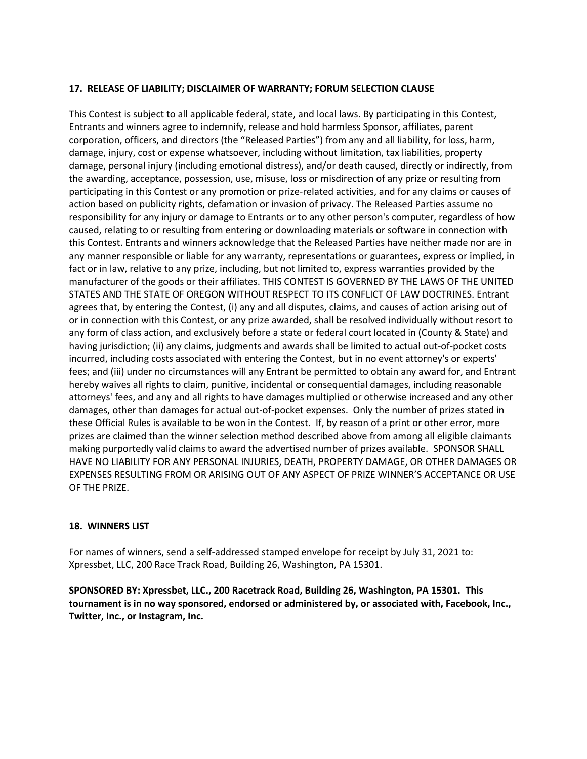**17. RELEASE OF LIABILITY; DISCLAIMER OF WARRANTY; FORUM SELECTION CLAUSE**

This Contest is subject to all applicable federal, state, and local laws. By participating in this Contest, Entrants and winners agree to indemnify, release and hold harmless Sponsor, affiliates, parent corporation, officers, and directors (the "Released Parties") from any and all liability, for loss, harm, damage, injury, cost or expense whatsoever, including without limitation, tax liabilities, property damage, personal injury (including emotional distress), and/or death caused, directly or indirectly, from the awarding, acceptance, possession, use, misuse, loss or misdirection of any prize or resulting from participating in this Contest or any promotion or prize-related activities, and for any claims or causes of action based on publicity rights, defamation or invasion of privacy. The Released Parties assume no responsibility for any injury or damage to Entrants or to any other person's computer, regardless of how caused, relating to or resulting from entering or downloading materials or software in connection with this Contest. Entrants and winners acknowledge that the Released Parties have neither made nor are in any manner responsible or liable for any warranty, representations or guarantees, express or implied, in fact or in law, relative to any prize, including, but not limited to, express warranties provided by the manufacturer of the goods or their affiliates. THIS CONTEST IS GOVERNED BY THE LAWS OF THE UNITED STATES AND THE STATE OF OREGON WITHOUT RESPECT TO ITS CONFLICT OF LAW DOCTRINES. Entrant agrees that, by entering the Contest, (i) any and all disputes, claims, and causes of action arising out of or in connection with this Contest, or any prize awarded, shall be resolved individually without resort to any form of class action, and exclusively before a state or federal court located in (County & State) and having jurisdiction; (ii) any claims, judgments and awards shall be limited to actual out-of-pocket costs incurred, including costs associated with entering the Contest, but in no event attorney's or experts' fees; and (iii) under no circumstances will any Entrant be permitted to obtain any award for, and Entrant hereby waives all rights to claim, punitive, incidental or consequential damages, including reasonable attorneys' fees, and any and all rights to have damages multiplied or otherwise increased and any other damages, other than damages for actual out-of-pocket expenses. Only the number of prizes stated in these Official Rules is available to be won in the Contest. If, by reason of a print or other error, more prizes are claimed than the winner selection method described above from among all eligible claimants making purportedly valid claims to award the advertised number of prizes available. SPONSOR SHALL HAVE NO LIABILITY FOR ANY PERSONAL INJURIES, DEATH, PROPERTY DAMAGE, OR OTHER DAMAGES OR EXPENSES RESULTING FROM OR ARISING OUT OF ANY ASPECT OF PRIZE WINNER'S ACCEPTANCE OR USE OF THE PRIZE.

**18. WINNERS LIST**

For names of winners, send a self-addressed stamped envelope for receipt by July 31, 2021 to: Xpressbet, LLC, 200 Race Track Road, Building 26, Washington, PA 15301.

**SPONSORED BY: Xpressbet, LLC., 200 Racetrack Road, Building 26, Washington, PA 15301. This tournament is in no way sponsored, endorsed or administered by, or associated with, Facebook, Inc., Twitter, Inc., or Instagram, Inc.**